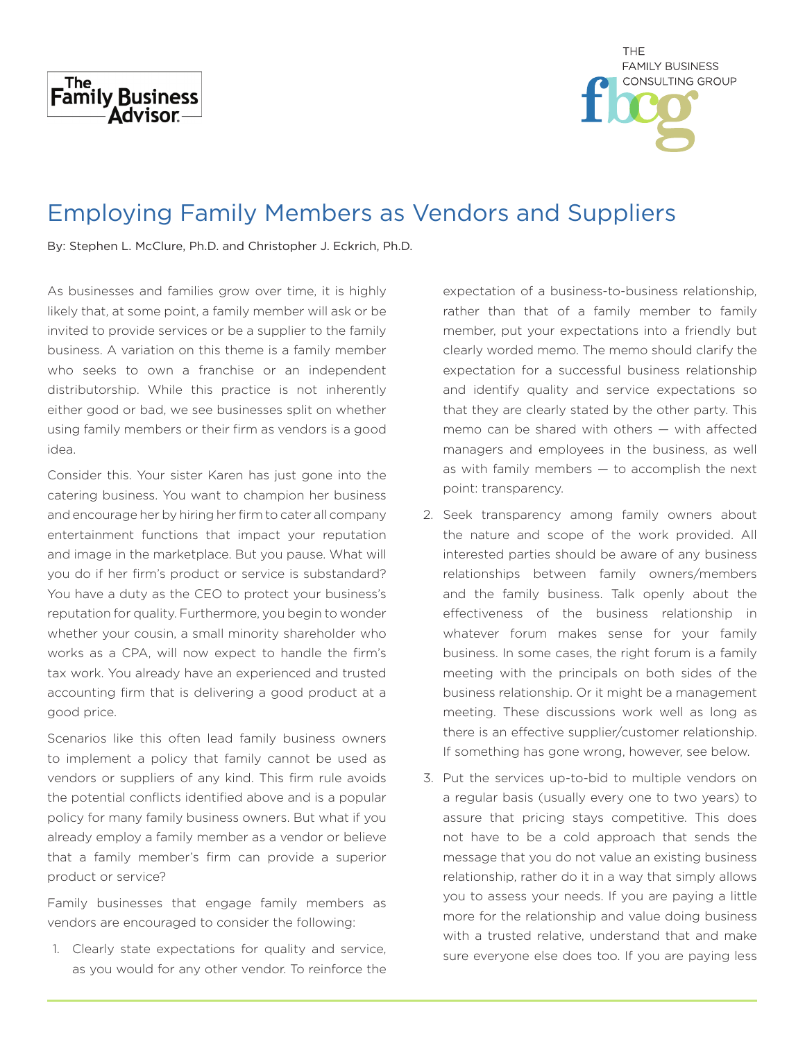# Employing Family Members as Vendors and Suppliers

By: Stephen L. McClure, Ph.D. and Christopher J. Eckrich, Ph.D.

As businesses and families grow over time, it is highly likely that, at some point, a family member will ask or be invited to provide services or be a supplier to the family business. A variation on this theme is a family member who seeks to own a franchise or an independent distributorship. While this practice is not inherently either good or bad, we see businesses split on whether using family members or their firm as vendors is a good idea.

Consider this. Your sister Karen has just gone into the catering business. You want to champion her business and encourage her by hiring her firm to cater all company entertainment functions that impact your reputation and image in the marketplace. But you pause. What will you do if her firm's product or service is substandard? You have a duty as the CEO to protect your business's reputation for quality. Furthermore, you begin to wonder whether your cousin, a small minority shareholder who works as a CPA, will now expect to handle the firm's tax work. You already have an experienced and trusted accounting firm that is delivering a good product at a good price.

Scenarios like this often lead family business owners to implement a policy that family cannot be used as vendors or suppliers of any kind. This firm rule avoids the potential conflicts identified above and is a popular policy for many family business owners. But what if you already employ a family member as a vendor or believe that a family member's firm can provide a superior product or service?

Family businesses that engage family members as vendors are encouraged to consider the following:

1. Clearly state expectations for quality and service, as you would for any other vendor. To reinforce the expectation of a business-to-business relationship, rather than that of a family member to family member, put your expectations into a friendly but clearly worded memo. The memo should clarify the expectation for a successful business relationship and identify quality and service expectations so that they are clearly stated by the other party. This memo can be shared with others — with affected managers and employees in the business, as well as with family members — to accomplish the next point: transparency.
2. Seek transparency among family owners about the nature and scope of the work provided. All interested parties should be aware of any business relationships between family owners/members and the family business. Talk openly about the effectiveness of the business relationship in whatever forum makes sense for your family business. In some cases, the right forum is a family meeting with the principals on both sides of the business relationship. Or it might be a management meeting. These discussions work well as long as there is an effective supplier/customer relationship. If something has gone wrong, however, see below.
3. Put the services up-to-bid to multiple vendors on a regular basis (usually every one to two years) to assure that pricing stays competitive. This does not have to be a cold approach that sends the message that you do not value an existing business relationship, rather do it in a way that simply allows you to assess your needs. If you are paying a little more for the relationship and value doing business with a trusted relative, understand that and make sure everyone else does too. If you are paying less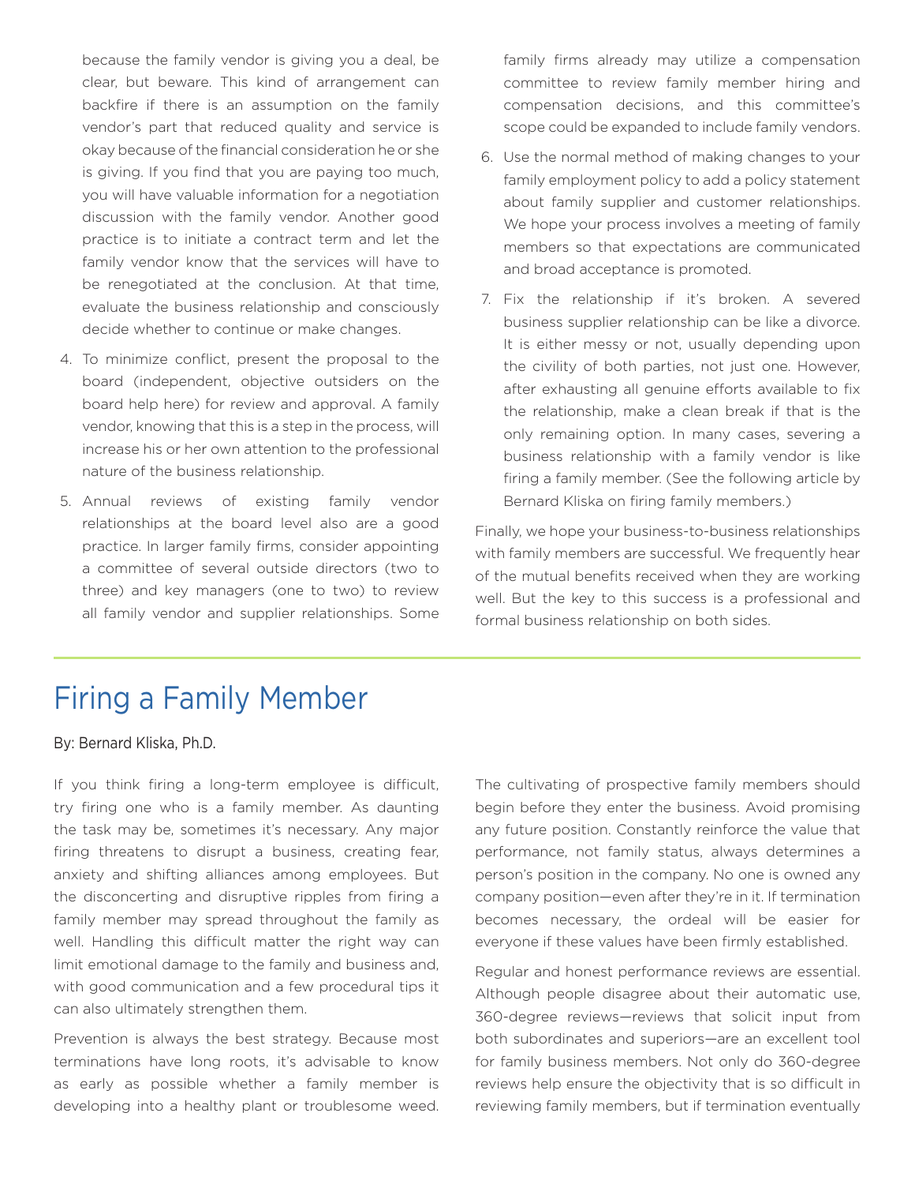because the family vendor is giving you a deal, be clear, but beware. This kind of arrangement can backfire if there is an assumption on the family vendor's part that reduced quality and service is okay because of the financial consideration he or she is giving. If you find that you are paying too much, you will have valuable information for a negotiation discussion with the family vendor. Another good practice is to initiate a contract term and let the family vendor know that the services will have to be renegotiated at the conclusion. At that time, evaluate the business relationship and consciously decide whether to continue or make changes.

4. To minimize conflict, present the proposal to the board (independent, objective outsiders on the board help here) for review and approval. A family vendor, knowing that this is a step in the process, will increase his or her own attention to the professional nature of the business relationship.

5. Annual reviews of existing family vendor relationships at the board level also are a good practice. In larger family firms, consider appointing a committee of several outside directors (two to three) and key managers (one to two) to review all family vendor and supplier relationships. Some family firms already may utilize a compensation committee to review family member hiring and compensation decisions, and this committee's scope could be expanded to include family vendors.

6. Use the normal method of making changes to your family employment policy to add a policy statement about family supplier and customer relationships. We hope your process involves a meeting of family members so that expectations are communicated and broad acceptance is promoted.

7. Fix the relationship if it's broken. A severed business supplier relationship can be like a divorce. It is either messy or not, usually depending upon the civility of both parties, not just one. However, after exhausting all genuine efforts available to fix the relationship, make a clean break if that is the only remaining option. In many cases, severing a business relationship with a family vendor is like firing a family member. (See the following article by Bernard Kliska on firing family members.)

Finally, we hope your business-to-business relationships with family members are successful. We frequently hear of the mutual benefits received when they are working well. But the key to this success is a professional and formal business relationship on both sides.

# Firing a Family Member

By: Bernard Kliska, Ph.D.

If you think firing a long-term employee is difficult, try firing one who is a family member. As daunting the task may be, sometimes it's necessary. Any major firing threatens to disrupt a business, creating fear, anxiety and shifting alliances among employees. But the disconcerting and disruptive ripples from firing a family member may spread throughout the family as well. Handling this difficult matter the right way can limit emotional damage to the family and business and, with good communication and a few procedural tips it can also ultimately strengthen them.

Prevention is always the best strategy. Because most terminations have long roots, it's advisable to know as early as possible whether a family member is developing into a healthy plant or troublesome weed. The cultivating of prospective family members should begin before they enter the business. Avoid promising any future position. Constantly reinforce the value that performance, not family status, always determines a person's position in the company. No one is owned any company position—even after they're in it. If termination becomes necessary, the ordeal will be easier for everyone if these values have been firmly established.

Regular and honest performance reviews are essential. Although people disagree about their automatic use, 360-degree reviews—reviews that solicit input from both subordinates and superiors—are an excellent tool for family business members. Not only do 360-degree reviews help ensure the objectivity that is so difficult in reviewing family members, but if termination eventually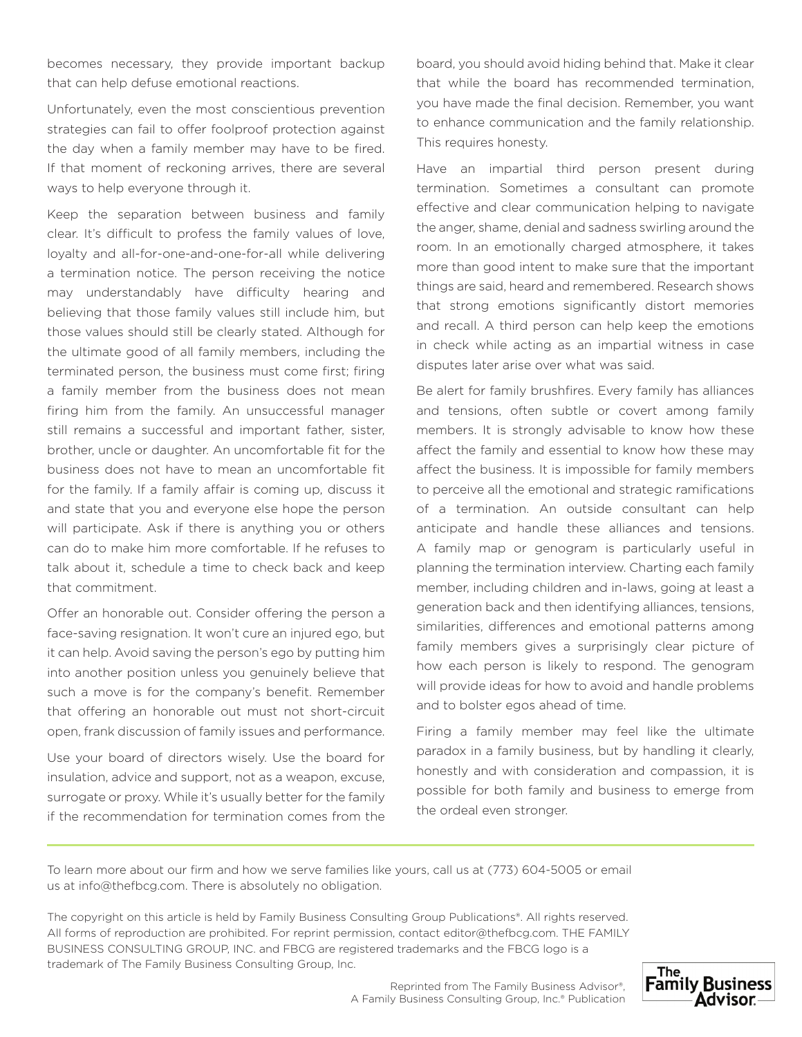becomes necessary, they provide important backup that can help defuse emotional reactions.

Unfortunately, even the most conscientious prevention strategies can fail to offer foolproof protection against the day when a family member may have to be fired. If that moment of reckoning arrives, there are several ways to help everyone through it.

Keep the separation between business and family clear. It's difficult to profess the family values of love, loyalty and all-for-one-and-one-for-all while delivering a termination notice. The person receiving the notice may understandably have difficulty hearing and believing that those family values still include him, but those values should still be clearly stated. Although for the ultimate good of all family members, including the terminated person, the business must come first; firing a family member from the business does not mean firing him from the family. An unsuccessful manager still remains a successful and important father, sister, brother, uncle or daughter. An uncomfortable fit for the business does not have to mean an uncomfortable fit for the family. If a family affair is coming up, discuss it and state that you and everyone else hope the person will participate. Ask if there is anything you or others can do to make him more comfortable. If he refuses to talk about it, schedule a time to check back and keep that commitment.

Offer an honorable out. Consider offering the person a face-saving resignation. It won't cure an injured ego, but it can help. Avoid saving the person's ego by putting him into another position unless you genuinely believe that such a move is for the company's benefit. Remember that offering an honorable out must not short-circuit open, frank discussion of family issues and performance.

Use your board of directors wisely. Use the board for insulation, advice and support, not as a weapon, excuse, surrogate or proxy. While it's usually better for the family if the recommendation for termination comes from the board, you should avoid hiding behind that. Make it clear that while the board has recommended termination, you have made the final decision. Remember, you want to enhance communication and the family relationship. This requires honesty.

Have an impartial third person present during termination. Sometimes a consultant can promote effective and clear communication helping to navigate the anger, shame, denial and sadness swirling around the room. In an emotionally charged atmosphere, it takes more than good intent to make sure that the important things are said, heard and remembered. Research shows that strong emotions significantly distort memories and recall. A third person can help keep the emotions in check while acting as an impartial witness in case disputes later arise over what was said.

Be alert for family brushfires. Every family has alliances and tensions, often subtle or covert among family members. It is strongly advisable to know how these affect the family and essential to know how these may affect the business. It is impossible for family members to perceive all the emotional and strategic ramifications of a termination. An outside consultant can help anticipate and handle these alliances and tensions. A family map or genogram is particularly useful in planning the termination interview. Charting each family member, including children and in-laws, going at least a generation back and then identifying alliances, tensions, similarities, differences and emotional patterns among family members gives a surprisingly clear picture of how each person is likely to respond. The genogram will provide ideas for how to avoid and handle problems and to bolster egos ahead of time.

Firing a family member may feel like the ultimate paradox in a family business, but by handling it clearly, honestly and with consideration and compassion, it is possible for both family and business to emerge from the ordeal even stronger.

---

To learn more about our firm and how we serve families like yours, call us at (773) 604-5005 or email us at info@thefbcg.com. There is absolutely no obligation.

The copyright on this article is held by Family Business Consulting Group Publications®. All rights reserved. All forms of reproduction are prohibited. For reprint permission, contact editor@thefbcg.com. THE FAMILY BUSINESS CONSULTING GROUP, INC. and FBCG are registered trademarks and the FBCG logo is a trademark of The Family Business Consulting Group, Inc.

Reprinted from The Family Business Advisor®, A Family Business Consulting Group, Inc.® Publication

The Family Business Advisor